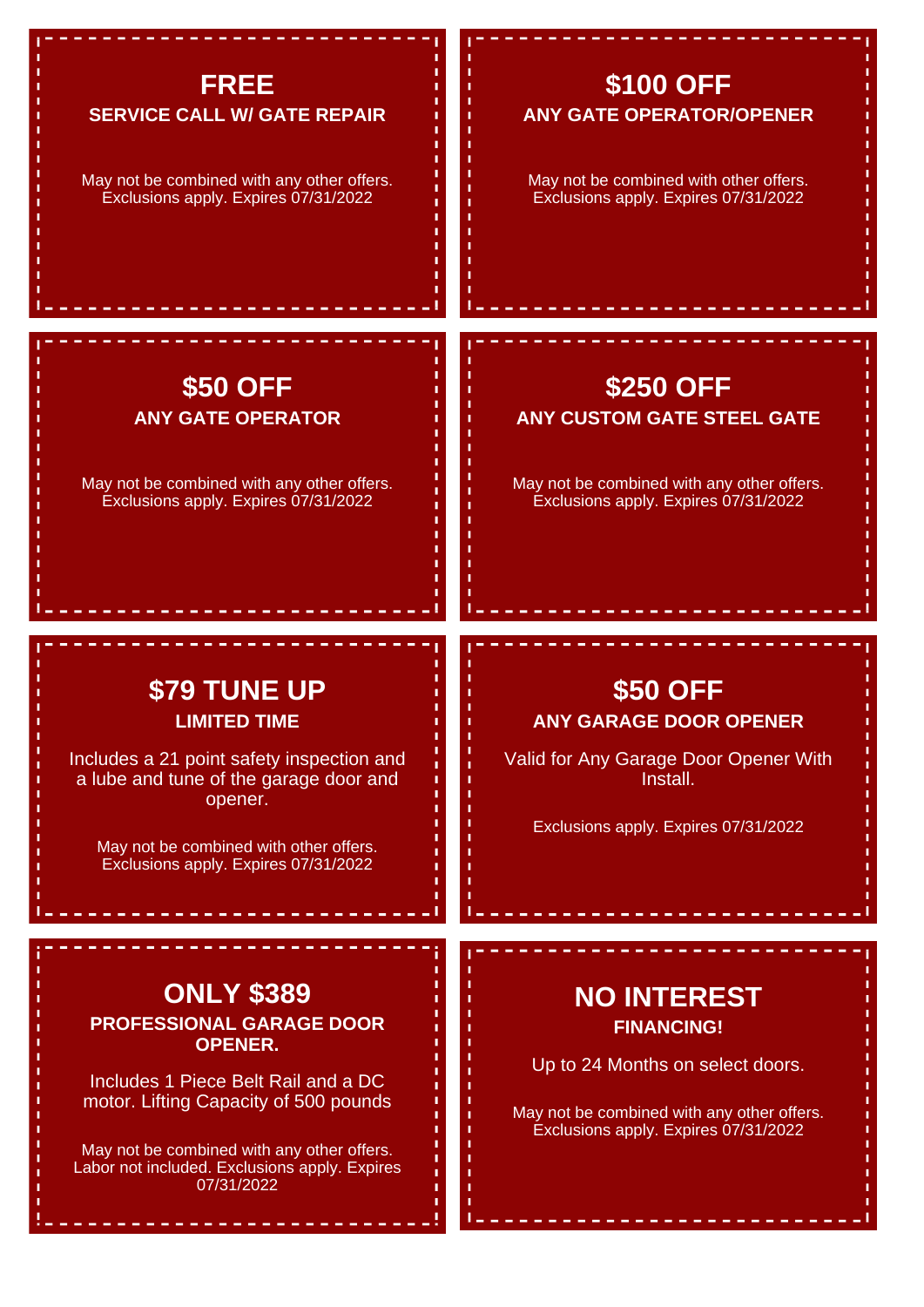## FREE
**SERVICE CALL W/ GATE REPAIR**

May not be combined with any other offers. Exclusions apply. Expires 07/31/2022

## $100 OFF
**ANY GATE OPERATOR/OPENER**

May not be combined with other offers. Exclusions apply. Expires 07/31/2022

## $50 OFF
**ANY GATE OPERATOR**

May not be combined with any other offers. Exclusions apply. Expires 07/31/2022

## $250 OFF
**ANY CUSTOM GATE STEEL GATE**

May not be combined with any other offers. Exclusions apply. Expires 07/31/2022

## $79 TUNE UP
**LIMITED TIME**

Includes a 21 point safety inspection and a lube and tune of the garage door and opener.

May not be combined with other offers. Exclusions apply. Expires 07/31/2022

## $50 OFF
**ANY GARAGE DOOR OPENER**

Valid for Any Garage Door Opener With Install.

Exclusions apply. Expires 07/31/2022

## ONLY $389
**PROFESSIONAL GARAGE DOOR OPENER.**

Includes 1 Piece Belt Rail and a DC motor. Lifting Capacity of 500 pounds

May not be combined with any other offers. Labor not included. Exclusions apply. Expires 07/31/2022

## NO INTEREST
**FINANCING!**

Up to 24 Months on select doors.

May not be combined with any other offers. Exclusions apply. Expires 07/31/2022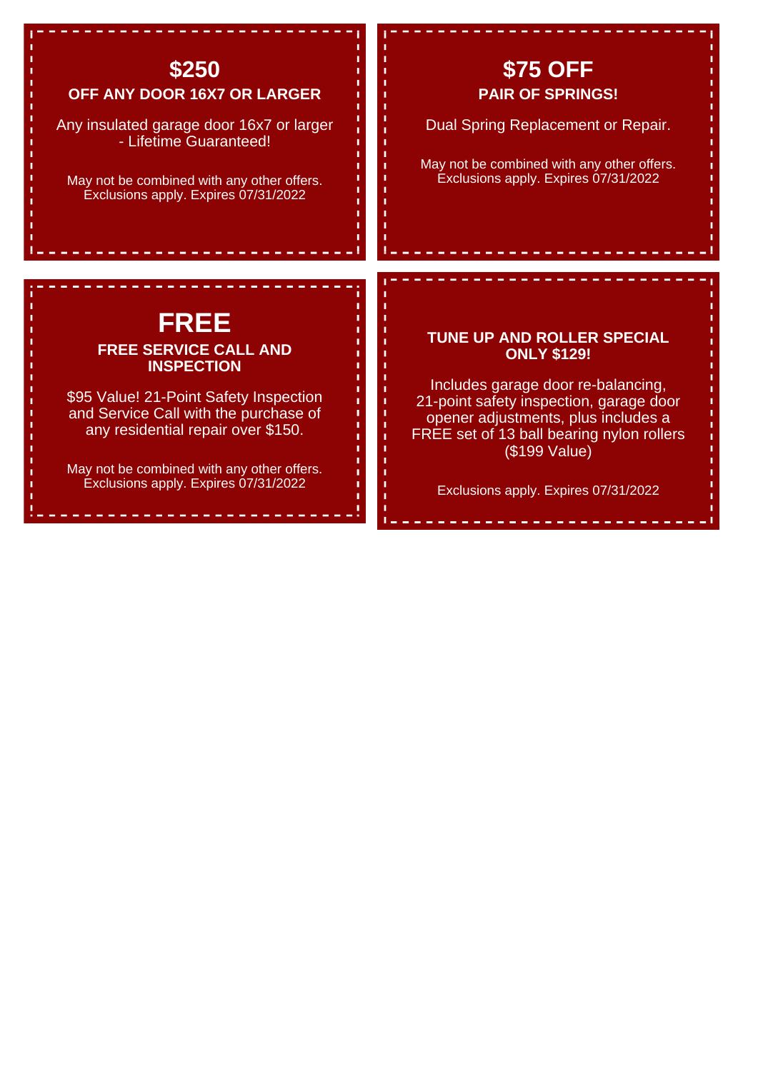## $250

**OFF ANY DOOR 16X7 OR LARGER**

Any insulated garage door 16x7 or larger - Lifetime Guaranteed!

May not be combined with any other offers. Exclusions apply. Expires 07/31/2022

## $75 OFF

**PAIR OF SPRINGS!**

Dual Spring Replacement or Repair.

May not be combined with any other offers. Exclusions apply. Expires 07/31/2022

## FREE

**FREE SERVICE CALL AND INSPECTION**

$95 Value! 21-Point Safety Inspection and Service Call with the purchase of any residential repair over $150.

May not be combined with any other offers. Exclusions apply. Expires 07/31/2022

**TUNE UP AND ROLLER SPECIAL ONLY $129!**

Includes garage door re-balancing, 21-point safety inspection, garage door opener adjustments, plus includes a FREE set of 13 ball bearing nylon rollers ($199 Value)

Exclusions apply. Expires 07/31/2022